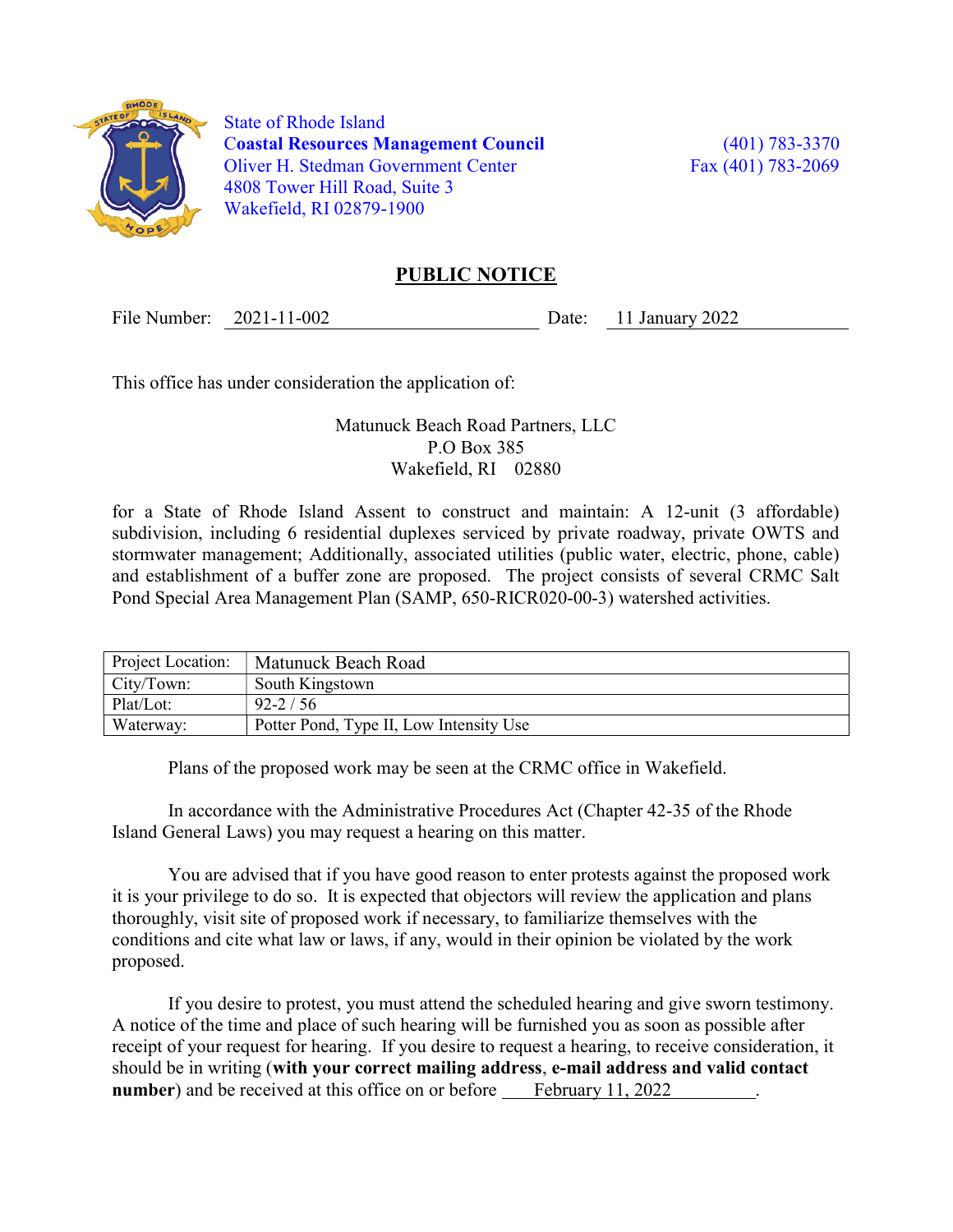State of Rhode Island
**Coastal Resources Management Council**
Oliver H. Stedman Government Center
4808 Tower Hill Road, Suite 3
Wakefield, RI 02879-1900

(401) 783-3370
Fax (401) 783-2069

# PUBLIC NOTICE

File Number: 2021-11-002 Date: 11 January 2022

This office has under consideration the application of:

Matunuck Beach Road Partners, LLC
P.O Box 385
Wakefield, RI 02880

for a State of Rhode Island Assent to construct and maintain: A 12-unit (3 affordable) subdivision, including 6 residential duplexes serviced by private roadway, private OWTS and stormwater management; Additionally, associated utilities (public water, electric, phone, cable) and establishment of a buffer zone are proposed. The project consists of several CRMC Salt Pond Special Area Management Plan (SAMP, 650-RICR020-00-3) watershed activities.

| Project Location: | Matunuck Beach Road |
|---|---|
| City/Town: | South Kingstown |
| Plat/Lot: | 92-2 / 56 |
| Waterway: | Potter Pond, Type II, Low Intensity Use |

Plans of the proposed work may be seen at the CRMC office in Wakefield.

In accordance with the Administrative Procedures Act (Chapter 42-35 of the Rhode Island General Laws) you may request a hearing on this matter.

You are advised that if you have good reason to enter protests against the proposed work it is your privilege to do so. It is expected that objectors will review the application and plans thoroughly, visit site of proposed work if necessary, to familiarize themselves with the conditions and cite what law or laws, if any, would in their opinion be violated by the work proposed.

If you desire to protest, you must attend the scheduled hearing and give sworn testimony. A notice of the time and place of such hearing will be furnished you as soon as possible after receipt of your request for hearing. If you desire to request a hearing, to receive consideration, it should be in writing (**with your correct mailing address**, **e-mail address and valid contact number**) and be received at this office on or before February 11, 2022.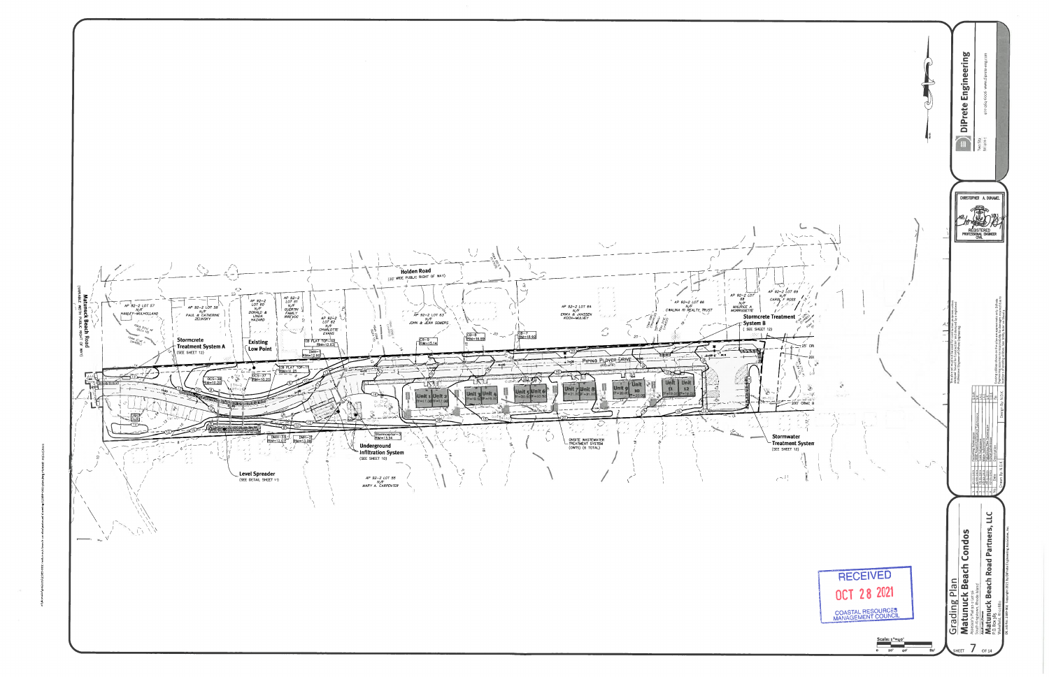# Grading Plan

## Matunuck Beach Condos

Assessor's Plat 92-2 Lot 56
South Kingstown, Rhode Island

**Matunuck Beach Road Partners, LLC**
P.O. Box 365
Wakefield, RI 02880

**DiPrete Engineering**

CHRISTOPHER A. DUHAMEL
REGISTERED PROFESSIONAL ENGINEER
CIVIL

RECEIVED
OCT 28 2021
COASTAL RESOURCES MANAGEMENT COUNCIL

Scale: 1"=40'

SHEET 7 OF 14

---

Holden Road
(30' WIDE PUBLIC RIGHT OF WAY)

Matunuck Beach Road
(VARIABLE WIDTH PUBLIC RIGHT OF WAY)

PIPING PLOVER DRIVE

- AP 92-2 LOT 57 N/F HANLEY-MULHOLLAND
- AP 92-2 LOT 58 N/F PAUL & CATHERINE ZELINSKY
- AP 92-2 LOT 60 N/F DONALD & LINDA HAZARD
- AP 92-2 LOT 61 N/F QUENTIN FAMILY TRUST
- AP 92-2 LOT 62 N/F CHARLOTTE EVANS
- AP 92-2 LOT 63 N/F JOHN & JEAN SOMERS
- AP 92-2 LOT 64 N/F ERIKA & JANSSEN KOCH-MULVEY
- AP 92-2 LOT 66 N/F ORALINA M REALTY TRUST
- AP 92-2 LOT 68 N/F MAURICE A MORRISSETTE
- AP 92-2 LOT 69 N/F CAROL F ROSS
- AP 92-2 LOT 55 N/F MARY A. CARPENTER

Stormcrete Treatment System A (SEE SHEET 12)

Existing Low Point

Stormcrete Treatment System B (SEE SHEET 12)

Stormwater Treatment System (SEE SHEET 12)

Underground Infiltration System (SEE SHEET 10)

Level Spreader (SEE DETAIL SHEET 11)

ONSITE WASTEWATER TREATMENT SYSTEM (OWTS) (6 TOTAL)

Unit 1, Unit 2, Unit 3, Unit 4, Unit 5, Unit 6, Unit 7, Unit 8, Unit 9, Unit 10, Unit 11, Unit 12

25' CRMC

200' CRMC B

Design By: ACR

Drawn By: G.J.K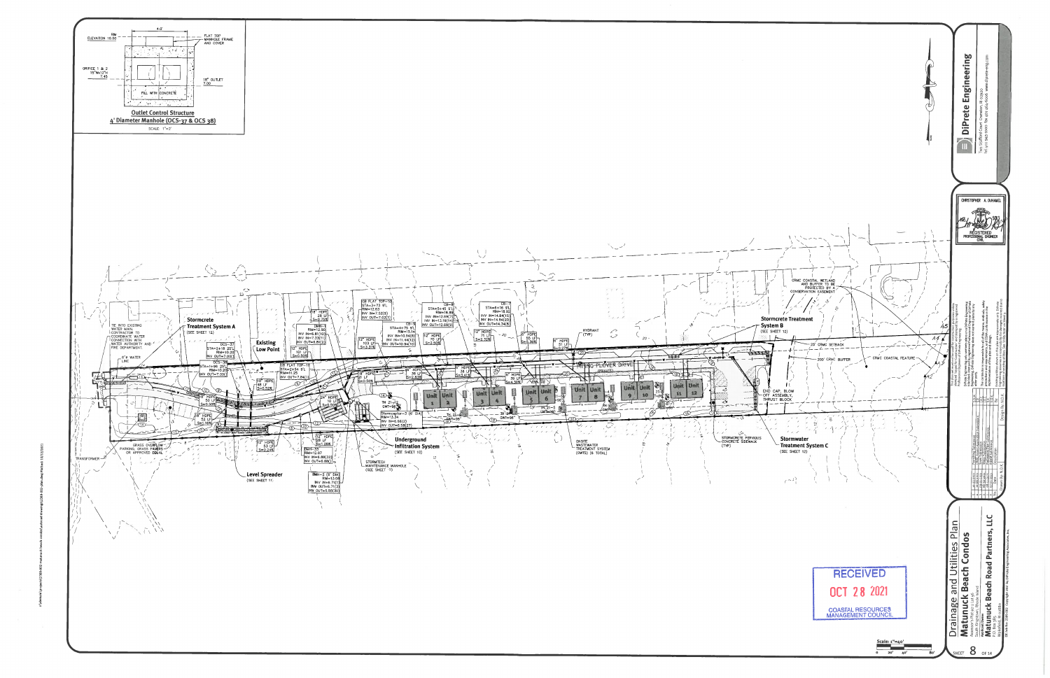## Outlet Control Structure

**4' Diameter Manhole (OCS-37 & OCS 38)**

SCALE: 1"=2'

- 4.0'
- RIM ELEVATION 10.50
- FLAT TOP MANHOLE FRAME AND COVER
- ORIFICE 1 & 2 15"Wx12"H 7.45
- 18" OUTLET 7.00
- FILL WITH CONCRETE

---

**Stormcrete Treatment System A** (SEE SHEET 12)

**Existing Low Point**

**Stormcrete Treatment System B** (SEE SHEET 12)

**Underground Infiltration System** (SEE SHEET 10)

**Level Spreader** (SEE SHEET 11)

**Stormwater Treatment System C** (SEE SHEET 12)

TIE INTO EXISTING WATER MAIN. CONTRACTOR TO COORDINATE WATER CONNECTION WITH WATER AUTHORITY AND FIRE DEPARTMENT.

6" WATER LINE

GRASS OVERFLOW PARKING, GRASS PAVERS OR APPROVED EQUAL

TRANSFORMER

STORMTECH MAINTENANCE MANHOLE (SEE SHEET 10)

HYDRANT (TYP)

CRMC COASTAL WETLAND AND BUFFER TO BE PROTECTED BY A CONSERVATION EASEMENT

25' CRMC SETBACK

200' CRMC BUFFER

CRMC COASTAL FEATURE

END CAP, BLOW OFF ASSEMBLY, THRUST BLOCK

STORMCRETE PERVIOUS CONCRETE SIDEWALK (TYP)

ONSITE WASTEWATER TREATMENT SYSTEM (OWTS) (6 TOTAL)

PIPING PLOVER DRIVE (PRIVATE)

Unit 1, Unit 2, Unit 3, Unit 4, Unit 5, Unit 6, Unit 7, Unit 8, Unit 9, Unit 10, Unit 11, Unit 12

OCS-37 STA=2+18.25'L RIM=10.50 INV OUT=7.00(

OCS-38 STA=1+96.25'L RIM=10.20 INV OUT=7.00(

DMH-1 RIM=12.90 INV IN=8.61(10) INV IN=7.53(11) INV OUT=6.91(2)

CB FLAT TOP-10 STA=2+54.9'L RIM=11.25 INV OUT=7.84(1)

CB FLAT TOP-10 STA=2+73.9'L RIM=12.63 INV IN=7.52(9) INV OUT=7.02(1)

CB-9 STA=3+45.9'L RIM=16.89 INV IN=12.69(7) INV IN=13.19(14) INV OUT=12.69(9)

CB-8 STA=4+18.9'L RIM=18.92 INV IN=14.84(15) INV IN=14.84(20) INV OUT=14.34(8)

CB-7 STA=4+79.9'L RIM=15.14 INV IN=10.94(8) INV IN=11.44(12) INV OUT=10.94(10)

DMH-33 RIM=12.07 INV IN=6.88(33) INV OUT=6.88(

DMH-2 (8' DIA) RIM=12.08 INV IN=6.71(3) INV OUT=5.55(30)

Stormceptor-3 (6' DIA) RIM=13.34 INV IN=6.56(2) INV OUT=6.58(27)

18" HDPE 28 LF S=1.75%

12" HDPE 101 LF S=0.50%

12" HDPE 103 LF S=3.31%

18" HDPE 48 LF S=1.52%

18" HDPE 50 LF S=0.50%

18" HDPE 52 LF S=1.16%

24" HDPE 10 LF S=0.50%

12" HDPE 53 LF S=2.24%

12" HDPE 28 LF S=1.26%

12" HDPE 70 LF S=2.50%

12" HDPE 71 LF S=2.32%

8" HDPE 50 LF S=1.36%

6" HDPE 51 LF S=0.77%

HDPE 38 LF S=1.43%

HDPE 38 LF S=3.41%

6" HDPE 59 LF S=4.30%

6" HDPE 33 LF S=0.50%

TH 21-3 GWT=96"

TH 21-2 GWT=96"

GWT=96"

---

**DiPrete Engineering**

Two Stafford Court Cranston, RI 02920 tel 401-943-1000 fax 401-464-6006 www.diprete-eng.com

CHRISTOPHER A. DURAND — REGISTERED PROFESSIONAL ENGINEER CIVIL

## Drainage and Utilities Plan

**Matunuck Beach Condos**

South Kingstown, Rhode Island

**Matunuck Beach Road Partners, LLC**

Scale: 1"=40'

0 20' 40' 80'

SHEET 8 OF 14

RECEIVED OCT 28 2021 COASTAL RESOURCES MANAGEMENT COUNCIL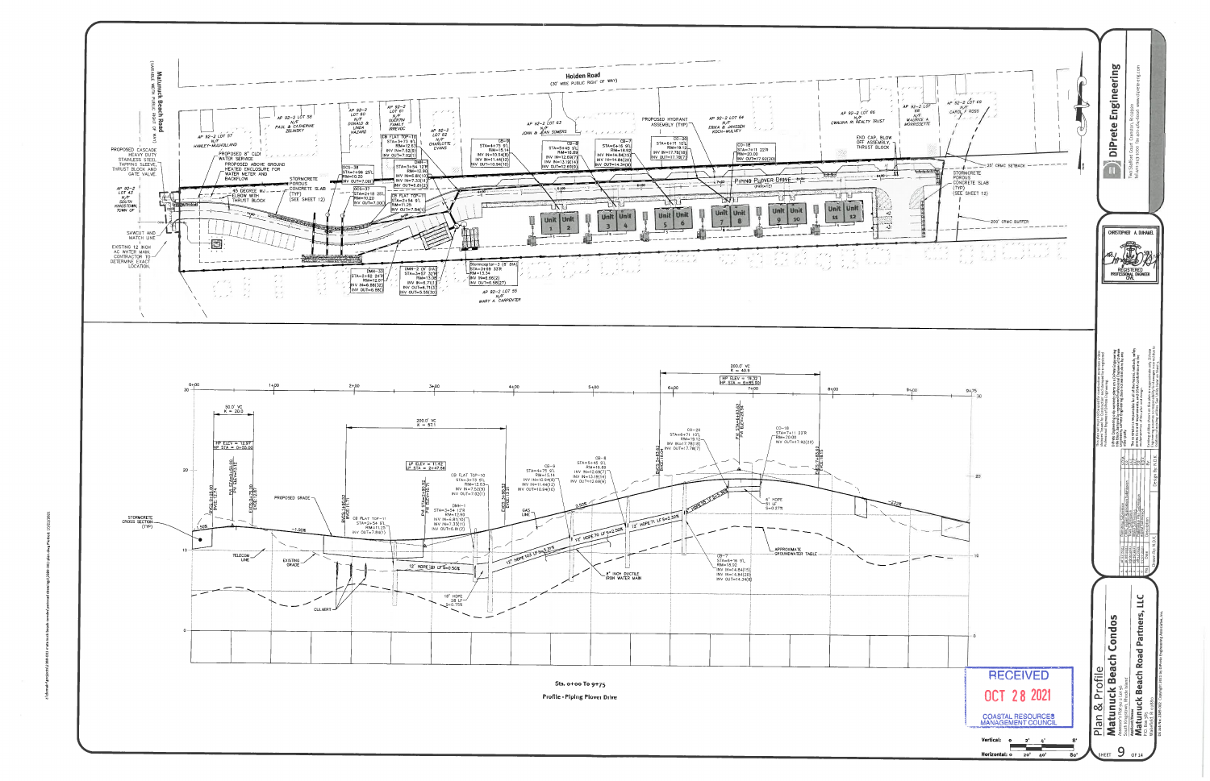# Plan & Profile

## Matunuck Beach Condos

Assessor's Plat 92-2 Lot 45
South Kingstown, Rhode Island

**Matunuck Beach Road Partners, LLC**

Sheet 9 of 14

DiPrete Engineering

CHRISTOPHER A. DUHAMEL
REGISTERED PROFESSIONAL ENGINEER CIVIL

RECEIVED
OCT 28 2021
COASTAL RESOURCES MANAGEMENT COUNCIL

## Plan

Holden Road (30' WIDE PUBLIC RIGHT OF WAY)

Matunuck Beach Road (VARIABLE WIDTH PUBLIC RIGHT OF WAY)

Piping Plover Drive (PRIVATE)

- AP 92-2 LOT 58 N/F PAUL & CATHERINE ZELINSKY
- AP 92-2 LOT 60 N/F DONALD & LINDA HAZARD
- AP 92-2 LOT 61 N/F QUENTIN FAMILY BREVOC
- AP 92-2 LOT 62 N/F CHARLOTTE EVANS
- AP 92-2 LOT 63 N/F JOHN & JEAN SOWERS
- AP 92-2 LOT 64 N/F ERIKA & JANSSEN KOCH-MULNEY
- AP 92-2 LOT 66 N/F CIMALINA M REALTY TRUST
- AP 92-2 LOT 68 N/F MAURICE A. MORRISSETTE
- AP 92-2 LOT 69 N/F CAROL F. ROSS
- AP 92-2 LOT 57 N/F HANLEY-MULHOLLAND
- AP 92-2 LOT 43 N/F SOUTH KINGSTOWN, TOWN OF
- AP 92-2 LOT 55 N/F MARY A. CARPENTER

- PROPOSED CASCADE HEAVY DUTY STAINLESS STEEL TAPPING SLEEVE, THRUST BLOCK AND GATE VALVE.
- SAWCUT AND MATCH LINE
- EXISTING 12 INCH AC WATER MAIN. CONTRACTOR TO DETERMINE EXACT LOCATION.
- PROPOSED 8" CLDI WATER SERVICE
- PROPOSED ABOVE GROUND HEATED ENCLOSURE FOR WATER METER AND BACKFLOW
- 45 DEGREE MJ ELBOW WITH THRUST BLOCK
- STORMCRETE POROUS CONCRETE SLAB (TYP) (SEE SHEET 12)
- PROPOSED HYDRANT ASSEMBLY (TYP)
- END CAP, BLOW OFF ASSEMBLY, THRUST BLOCK
- 25' CRMC SETBACK
- 200' CRMC BUFFER
- Unit 1 – Unit 12

Structure callouts:

- CB FLAT TOP-10 STA=3+73 9'L RIM=12.63 INV IN=7.52(9) INV OUT=7.02(11)
- CB-9 STA=4+75 9'L RIM=15.14 INV IN=10.94(8) INV IN=11.44(12) INV OUT=10.94(10)
- CB-8 STA=5+45 9'L RIM=16.89 INV IN=12.69(7) INV IN=13.19(14) INV OUT=12.69(9)
- CB-7 STA=6+16 9'L RIM=18.92 INV IN=14.84(15) INV IN=14.84(20) INV OUT=14.34(8)
- CO-20 STA=6+71 10'L RIM=19.12 INV IN=17.78(18) INV OUT=17.78(7)
- CO-18 STA=7+11 22'R RIM=20.00 INV OUT=17.82(20)
- DMH-1 STA=3+54 12'R RIM=12.90 INV IN=6.80(10) INV IN=7.33(11) INV OUT=6.81(2)
- CB FLAT TOP-11 STA=2+54 9'L RIM=11.25 INV OUT=7.84(1)
- OCS-38 STA=1+99 25'L RIM=10.20 INV OUT=7.00(3)
- OCS-37 STA=2+18 25'L RIM=10.20 INV OUT=7.00(3)
- DMH-33 STA=2+62 24'R RIM=12.07 INV IN=6.68(32) INV OUT=6.68(3)
- DMH-2 10' DIA STA=3+57 32'R RIM=13.06 INV IN=6.71(1) INV OUT=6.71(1) INV OUT=5.55(30)
- Stormceptor-3 (6' DIA) STA=3+69 33'R RIM=13.34 INV IN=6.66(2) INV OUT=6.58(27)

## Profile

Sta. 0+00 To 9+75

Profile - Piping Plover Drive

- 50.0' VC K = 20.3
- HP ELEV = 12.97 HP STA = 0+50.00
- 200.0' VC K = 37.1
- LP ELEV = 11.42 LP STA = 2+47.86
- 200.0' VC K = 40.9
- HP ELEV = 19.32 HP STA = 6+83.50
- 1.50%, -1.99%, 2.50%, -2.22%
- STORMCRETE CROSS SECTION (TYP)
- PROPOSED GRADE
- EXISTING GRADE
- TELECOM LINE
- CULVERT
- GAS LINE
- 8" INCH DUCTILE IRON WATER MAIN
- APPROXIMATE GROUNDWATER TABLE
- 12" HDPE 60 LF S=0.50%
- 18" HDPE 28 LF S=0.75%
- 12" HDPE 103 LF S=3.31%
- 12" HDPE 70 LF S=2.50%
- 12" HDPE 71 LF S=2.32%
- 12" HDPE 55 LF S=3.36%
- 6" HDPE 31 LF S=0.27%

Vertical: 0 2' 4' 8'
Horizontal: 0 20' 40' 80'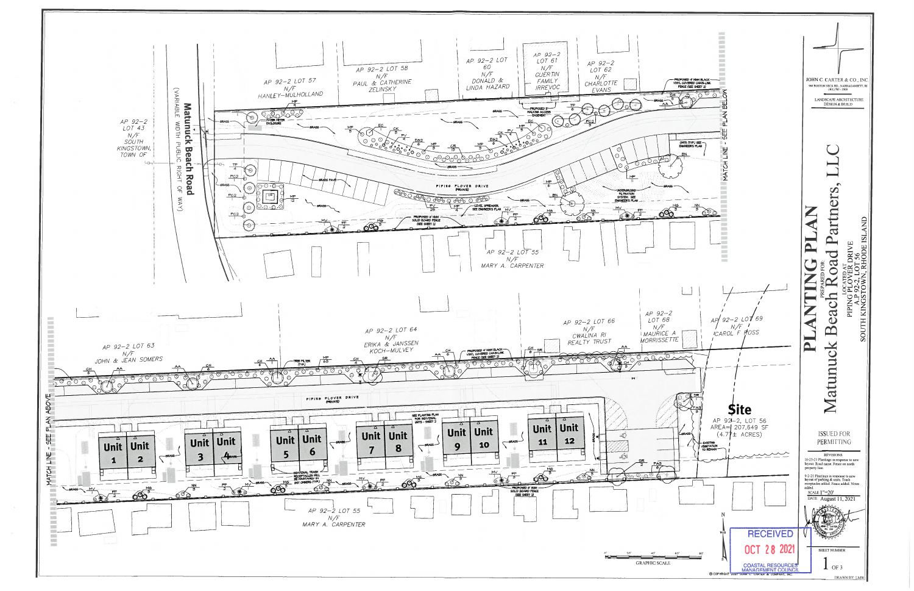# PLANTING PLAN

PREPARED FOR:

## Matunuck Beach Road Partners, LLC

LOCATED AT:
PIPING PLOVER DRIVE
A.P. 92-2, LOT 56
SOUTH KINGSTOWN, RHODE ISLAND

JOHN C. CARTER & CO., INC
LANDSCAPE ARCHITECTURE
DESIGN & BUILD

ISSUED FOR PERMITTING

REVISIONS

10-25-21 Plantings in response to new layout. Road name. Fence on north property line.

9-2-21 Plantings in response to new layout of parking & units. Trash receptacles added. Fence added. Notes added.

SCALE 1"=20'

DATE August 11, 2021

SHEET NUMBER 1 OF 3

DRAWN BY: LMW

RECEIVED
OCT 28 2021
COASTAL RESOURCES MANAGEMENT COUNCIL

GRAPHIC SCALE

© COPYRIGHT 2021 JOHN C. CARTER & COMPANY, INC.

Matunuck Beach Road
(VARIABLE WIDTH PUBLIC RIGHT OF WAY)

AP 92-2 LOT 43
N/F
SOUTH KINGSTOWN, TOWN OF

AP 92-2 LOT 57
N/F
HANLEY-MULHOLLAND

AP 92-2 LOT 58
N/F
PAUL & CATHERINE ZELINSKY

AP 92-2 LOT 60
N/F
DONALD & LINDA HAZARD

AP 92-2 LOT 61
N/F
GUERTIN FAMILY IRREVOC

AP 92-2 LOT 62
N/F
CHARLOTTE EVANS

AP 92-2 LOT 55
N/F
MARY A. CARPENTER

AP 92-2 LOT 63
N/F
JOHN & JEAN SOMERS

AP 92-2 LOT 64
N/F
ERIKA & JANSSEN KOCH-MULVEY

AP 92-2 LOT 66
N/F
CWALINA RI REALTY TRUST

AP 92-2 LOT 68
N/F
MAURICE A MORRISSETTE

AP 92-2 LOT 69
N/F
CAROL F ROSS

AP 92-2 LOT 55
N/F
MARY A. CARPENTER

PIPING PLOVER DRIVE (PRIVATE)

MATCH LINE - SEE PLAN BELOW

MATCH LINE - SEE PLAN ABOVE

Site
AP 92-2, LOT 56
AREA= 207,649 SF
(4.77± ACRES)

Unit 1, Unit 2, Unit 3, Unit 4, Unit 5, Unit 6, Unit 7, Unit 8, Unit 9, Unit 10, Unit 11, Unit 12

PROPOSED 4' HIGH BLACK VINYL COVERED CHAIN-LINK FENCE (SEE SHEET 2)

PROPOSED 6' HIGH SOLID BOARD FENCE (SEE SHEET 2)

PROPOSED 5' WALKING ACCESS EASEMENT

WATER METER ENCLOSURE

LEVEL SPREADER, SEE ENGINEER'S PLAN

UNDERGROUND FILTRATION SYSTEM, SEE ENGINEER'S PLAN

GRASS PAVE

TREE FILTER (TYP.)

SEE PLANTING PLAN FOR INDIVIDUAL UNITS - SHEET 2

INDIVIDUAL TRASH RECEPTACLES WILL BE MAINTAINED BY UNIT OWNERS (TYP.)

EXISTING VEGETATION TO REMAIN